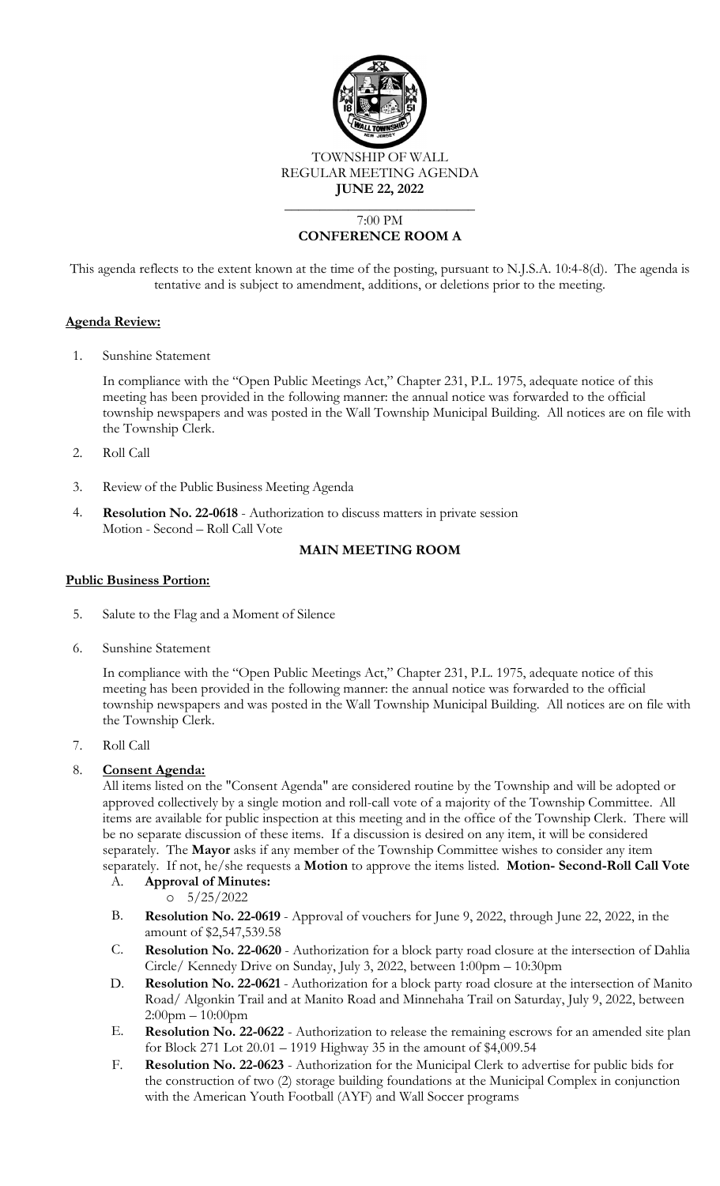TOWNSHIP OF WALL
REGULAR MEETING AGENDA
**JUNE 22, 2022**

7:00 PM
**CONFERENCE ROOM A**

This agenda reflects to the extent known at the time of the posting, pursuant to N.J.S.A. 10:4-8(d). The agenda is tentative and is subject to amendment, additions, or deletions prior to the meeting.

**Agenda Review:**

1. Sunshine Statement

   In compliance with the "Open Public Meetings Act," Chapter 231, P.L. 1975, adequate notice of this meeting has been provided in the following manner: the annual notice was forwarded to the official township newspapers and was posted in the Wall Township Municipal Building. All notices are on file with the Township Clerk.

2. Roll Call

3. Review of the Public Business Meeting Agenda

4. **Resolution No. 22-0618** - Authorization to discuss matters in private session
   Motion - Second – Roll Call Vote

**MAIN MEETING ROOM**

**Public Business Portion:**

5. Salute to the Flag and a Moment of Silence

6. Sunshine Statement

   In compliance with the "Open Public Meetings Act," Chapter 231, P.L. 1975, adequate notice of this meeting has been provided in the following manner: the annual notice was forwarded to the official township newspapers and was posted in the Wall Township Municipal Building. All notices are on file with the Township Clerk.

7. Roll Call

8. **Consent Agenda:**
   All items listed on the "Consent Agenda" are considered routine by the Township and will be adopted or approved collectively by a single motion and roll-call vote of a majority of the Township Committee. All items are available for public inspection at this meeting and in the office of the Township Clerk. There will be no separate discussion of these items. If a discussion is desired on any item, it will be considered separately. The **Mayor** asks if any member of the Township Committee wishes to consider any item separately. If not, he/she requests a **Motion** to approve the items listed. **Motion- Second-Roll Call Vote**

   A. **Approval of Minutes:**
      - 5/25/2022

   B. **Resolution No. 22-0619** - Approval of vouchers for June 9, 2022, through June 22, 2022, in the amount of $2,547,539.58

   C. **Resolution No. 22-0620** - Authorization for a block party road closure at the intersection of Dahlia Circle/ Kennedy Drive on Sunday, July 3, 2022, between 1:00pm – 10:30pm

   D. **Resolution No. 22-0621** - Authorization for a block party road closure at the intersection of Manito Road/ Algonkin Trail and at Manito Road and Minnehaha Trail on Saturday, July 9, 2022, between 2:00pm – 10:00pm

   E. **Resolution No. 22-0622** - Authorization to release the remaining escrows for an amended site plan for Block 271 Lot 20.01 – 1919 Highway 35 in the amount of $4,009.54

   F. **Resolution No. 22-0623** - Authorization for the Municipal Clerk to advertise for public bids for the construction of two (2) storage building foundations at the Municipal Complex in conjunction with the American Youth Football (AYF) and Wall Soccer programs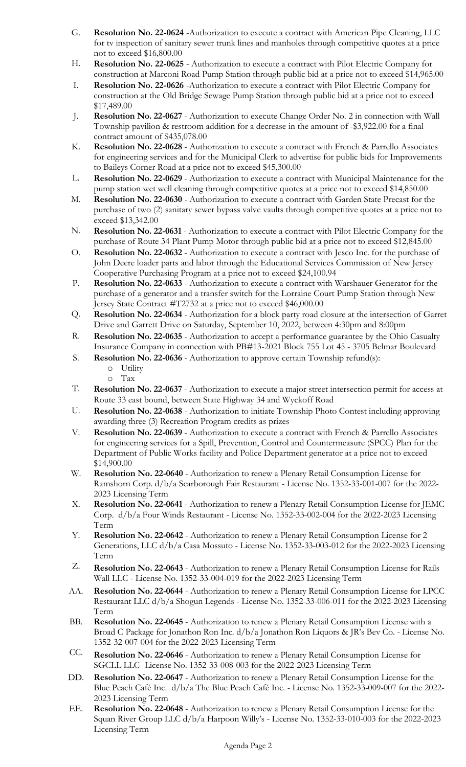G. **Resolution No. 22-0624** -Authorization to execute a contract with American Pipe Cleaning, LLC for tv inspection of sanitary sewer trunk lines and manholes through competitive quotes at a price not to exceed $16,800.00

H. **Resolution No. 22-0625** - Authorization to execute a contract with Pilot Electric Company for construction at Marconi Road Pump Station through public bid at a price not to exceed $14,965.00

I. **Resolution No. 22-0626** -Authorization to execute a contract with Pilot Electric Company for construction at the Old Bridge Sewage Pump Station through public bid at a price not to exceed $17,489.00

J. **Resolution No. 22-0627** - Authorization to execute Change Order No. 2 in connection with Wall Township pavilion & restroom addition for a decrease in the amount of -$3,922.00 for a final contract amount of $435,078.00

K. **Resolution No. 22-0628** - Authorization to execute a contract with French & Parrello Associates for engineering services and for the Municipal Clerk to advertise for public bids for Improvements to Baileys Corner Road at a price not to exceed $45,300.00

L. **Resolution No. 22-0629** - Authorization to execute a contract with Municipal Maintenance for the pump station wet well cleaning through competitive quotes at a price not to exceed $14,850.00

M. **Resolution No. 22-0630** - Authorization to execute a contract with Garden State Precast for the purchase of two (2) sanitary sewer bypass valve vaults through competitive quotes at a price not to exceed $13,342.00

N. **Resolution No. 22-0631** - Authorization to execute a contract with Pilot Electric Company for the purchase of Route 34 Plant Pump Motor through public bid at a price not to exceed $12,845.00

O. **Resolution No. 22-0632** - Authorization to execute a contract with Jesco Inc. for the purchase of John Deere loader parts and labor through the Educational Services Commission of New Jersey Cooperative Purchasing Program at a price not to exceed $24,100.94

P. **Resolution No. 22-0633** - Authorization to execute a contract with Warshauer Generator for the purchase of a generator and a transfer switch for the Lorraine Court Pump Station through New Jersey State Contract #T2732 at a price not to exceed $46,000.00

Q. **Resolution No. 22-0634** - Authorization for a block party road closure at the intersection of Garret Drive and Garrett Drive on Saturday, September 10, 2022, between 4:30pm and 8:00pm

R. **Resolution No. 22-0635** - Authorization to accept a performance guarantee by the Ohio Casualty Insurance Company in connection with PB#13-2021 Block 755 Lot 45 - 3705 Belmar Boulevard

S. **Resolution No. 22-0636** - Authorization to approve certain Township refund(s):
   - Utility
   - Tax

T. **Resolution No. 22-0637** - Authorization to execute a major street intersection permit for access at Route 33 east bound, between State Highway 34 and Wyckoff Road

U. **Resolution No. 22-0638** - Authorization to initiate Township Photo Contest including approving awarding three (3) Recreation Program credits as prizes

V. **Resolution No. 22-0639** - Authorization to execute a contract with French & Parrello Associates for engineering services for a Spill, Prevention, Control and Countermeasure (SPCC) Plan for the Department of Public Works facility and Police Department generator at a price not to exceed $14,900.00

W. **Resolution No. 22-0640** - Authorization to renew a Plenary Retail Consumption License for Ramshorn Corp. d/b/a Scarborough Fair Restaurant - License No. 1352-33-001-007 for the 2022-2023 Licensing Term

X. **Resolution No. 22-0641** - Authorization to renew a Plenary Retail Consumption License for JEMC Corp. d/b/a Four Winds Restaurant - License No. 1352-33-002-004 for the 2022-2023 Licensing Term

Y. **Resolution No. 22-0642** - Authorization to renew a Plenary Retail Consumption License for 2 Generations, LLC d/b/a Casa Mossuto - License No. 1352-33-003-012 for the 2022-2023 Licensing Term

Z. **Resolution No. 22-0643** - Authorization to renew a Plenary Retail Consumption License for Rails Wall LLC - License No. 1352-33-004-019 for the 2022-2023 Licensing Term

AA. **Resolution No. 22-0644** - Authorization to renew a Plenary Retail Consumption License for LPCC Restaurant LLC d/b/a Shogun Legends - License No. 1352-33-006-011 for the 2022-2023 Licensing Term

BB. **Resolution No. 22-0645** - Authorization to renew a Plenary Retail Consumption License with a Broad C Package for Jonathon Ron Inc. d/b/a Jonathon Ron Liquors & JR's Bev Co. - License No. 1352-32-007-004 for the 2022-2023 Licensing Term

CC. **Resolution No. 22-0646** - Authorization to renew a Plenary Retail Consumption License for SGCLL LLC- License No. 1352-33-008-003 for the 2022-2023 Licensing Term

DD. **Resolution No. 22-0647** - Authorization to renew a Plenary Retail Consumption License for the Blue Peach Café Inc. d/b/a The Blue Peach Café Inc. - License No. 1352-33-009-007 for the 2022-2023 Licensing Term

EE. **Resolution No. 22-0648** - Authorization to renew a Plenary Retail Consumption License for the Squan River Group LLC d/b/a Harpoon Willy's - License No. 1352-33-010-003 for the 2022-2023 Licensing Term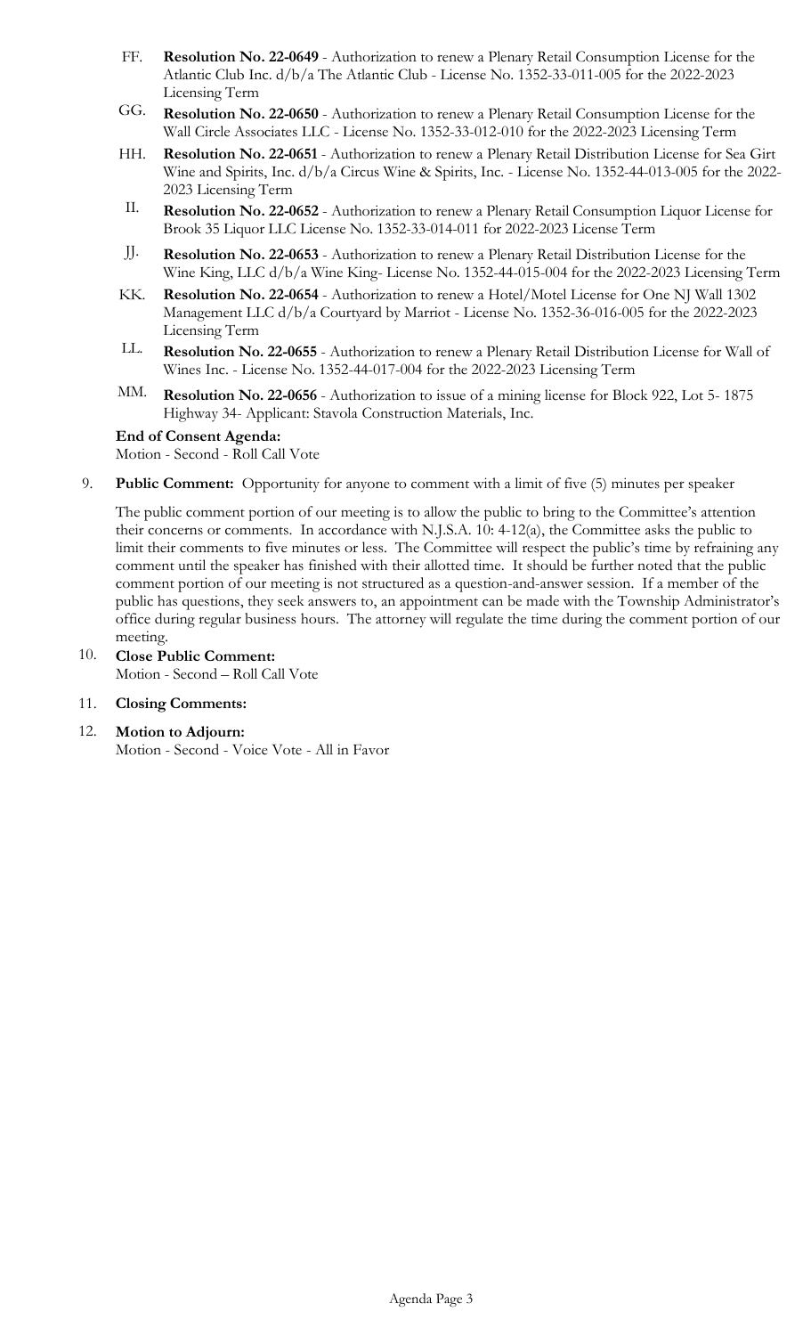FF. **Resolution No. 22-0649** - Authorization to renew a Plenary Retail Consumption License for the Atlantic Club Inc. d/b/a The Atlantic Club - License No. 1352-33-011-005 for the 2022-2023 Licensing Term

GG. **Resolution No. 22-0650** - Authorization to renew a Plenary Retail Consumption License for the Wall Circle Associates LLC - License No. 1352-33-012-010 for the 2022-2023 Licensing Term

HH. **Resolution No. 22-0651** - Authorization to renew a Plenary Retail Distribution License for Sea Girt Wine and Spirits, Inc. d/b/a Circus Wine & Spirits, Inc. - License No. 1352-44-013-005 for the 2022-2023 Licensing Term

II. **Resolution No. 22-0652** - Authorization to renew a Plenary Retail Consumption Liquor License for Brook 35 Liquor LLC License No. 1352-33-014-011 for 2022-2023 License Term

JJ. **Resolution No. 22-0653** - Authorization to renew a Plenary Retail Distribution License for the Wine King, LLC d/b/a Wine King- License No. 1352-44-015-004 for the 2022-2023 Licensing Term

KK. **Resolution No. 22-0654** - Authorization to renew a Hotel/Motel License for One NJ Wall 1302 Management LLC d/b/a Courtyard by Marriot - License No. 1352-36-016-005 for the 2022-2023 Licensing Term

LL. **Resolution No. 22-0655** - Authorization to renew a Plenary Retail Distribution License for Wall of Wines Inc. - License No. 1352-44-017-004 for the 2022-2023 Licensing Term

MM. **Resolution No. 22-0656** - Authorization to issue of a mining license for Block 922, Lot 5- 1875 Highway 34- Applicant: Stavola Construction Materials, Inc.

**End of Consent Agenda:**
Motion - Second - Roll Call Vote

9. **Public Comment:** Opportunity for anyone to comment with a limit of five (5) minutes per speaker

   The public comment portion of our meeting is to allow the public to bring to the Committee's attention their concerns or comments. In accordance with N.J.S.A. 10: 4-12(a), the Committee asks the public to limit their comments to five minutes or less. The Committee will respect the public's time by refraining any comment until the speaker has finished with their allotted time. It should be further noted that the public comment portion of our meeting is not structured as a question-and-answer session. If a member of the public has questions, they seek answers to, an appointment can be made with the Township Administrator's office during regular business hours. The attorney will regulate the time during the comment portion of our meeting.

10. **Close Public Comment:**
    Motion - Second – Roll Call Vote

11. **Closing Comments:**

12. **Motion to Adjourn:**
    Motion - Second - Voice Vote - All in Favor